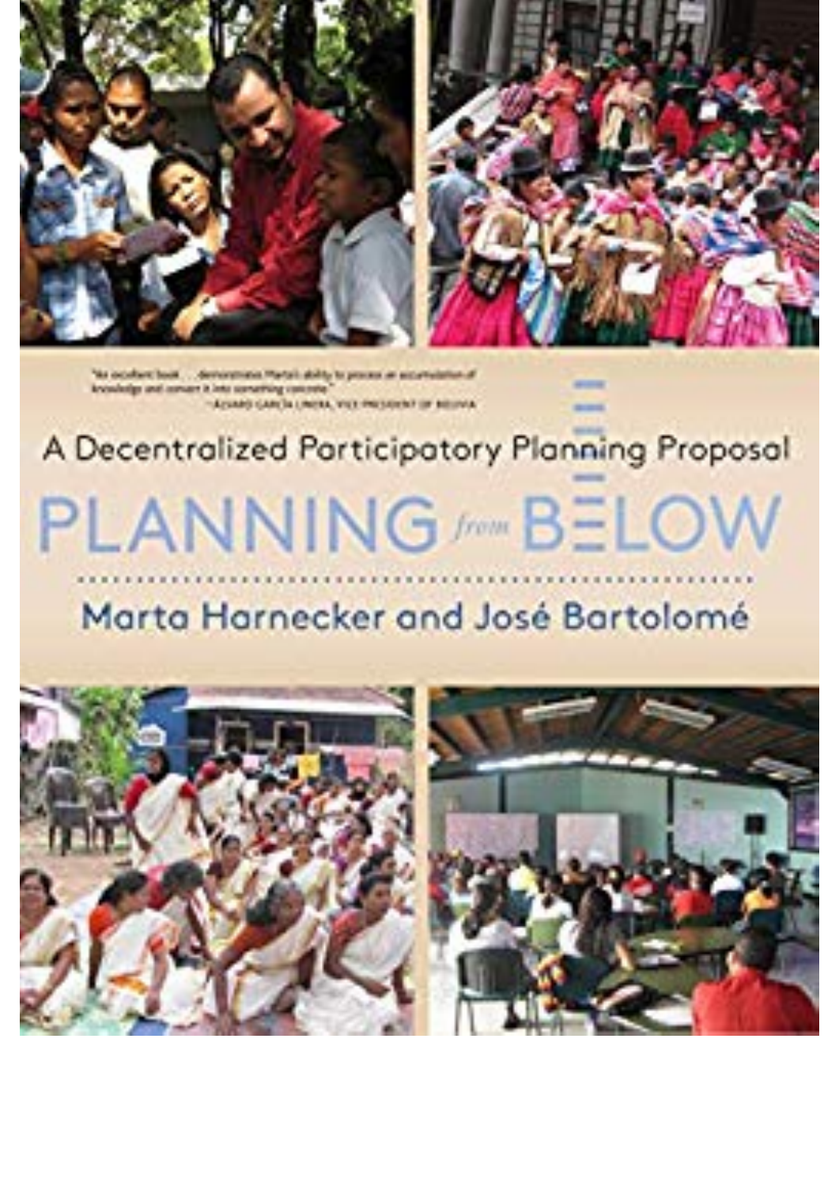"An excellent book . . . demonstrates Marta's ability to process an accumulation of knowledge and convert it into something concrete."

—ÁLVARO GARCÍA LINERA, VICE PRESIDENT OF BOLIVIA

A Decentralized Participatory Planning Proposal

# PLANNING *from* BELOW

Marta Harnecker and José Bartolomé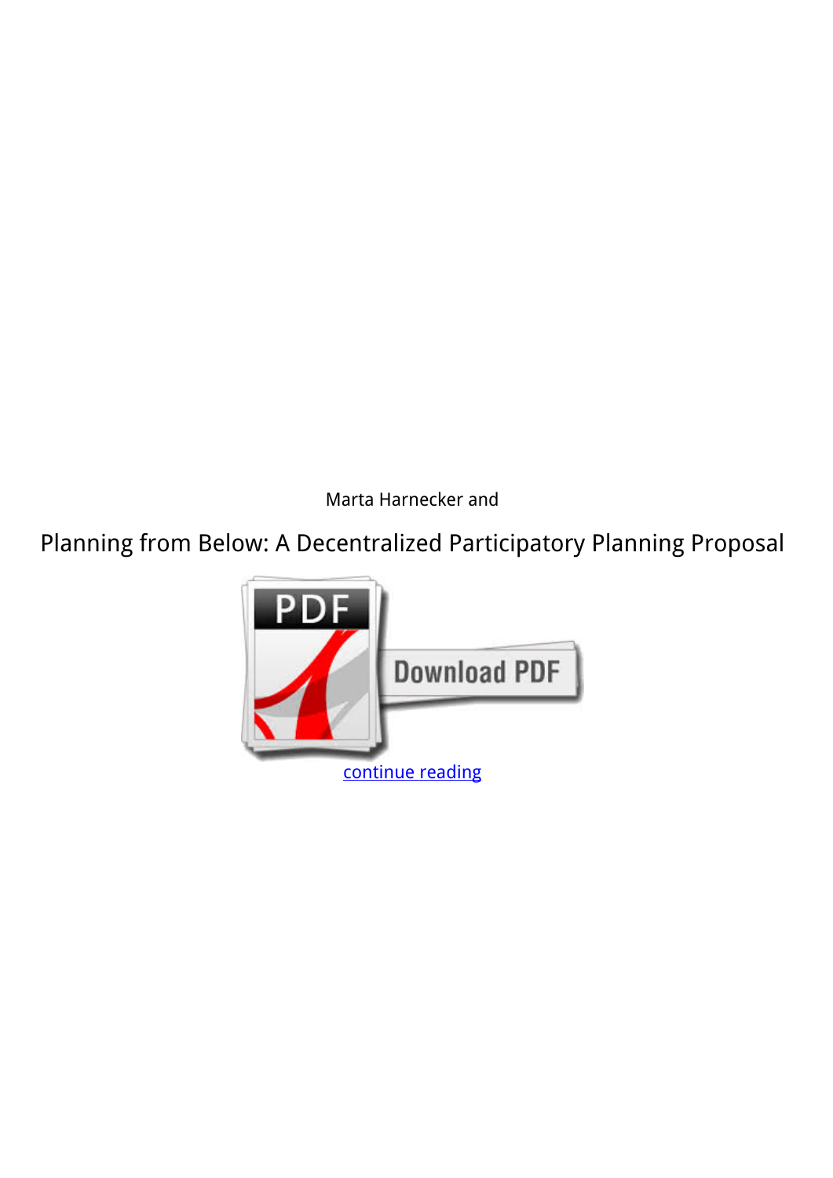Marta Harnecker and

Planning from Below: A Decentralized Participatory Planning Proposal

continue reading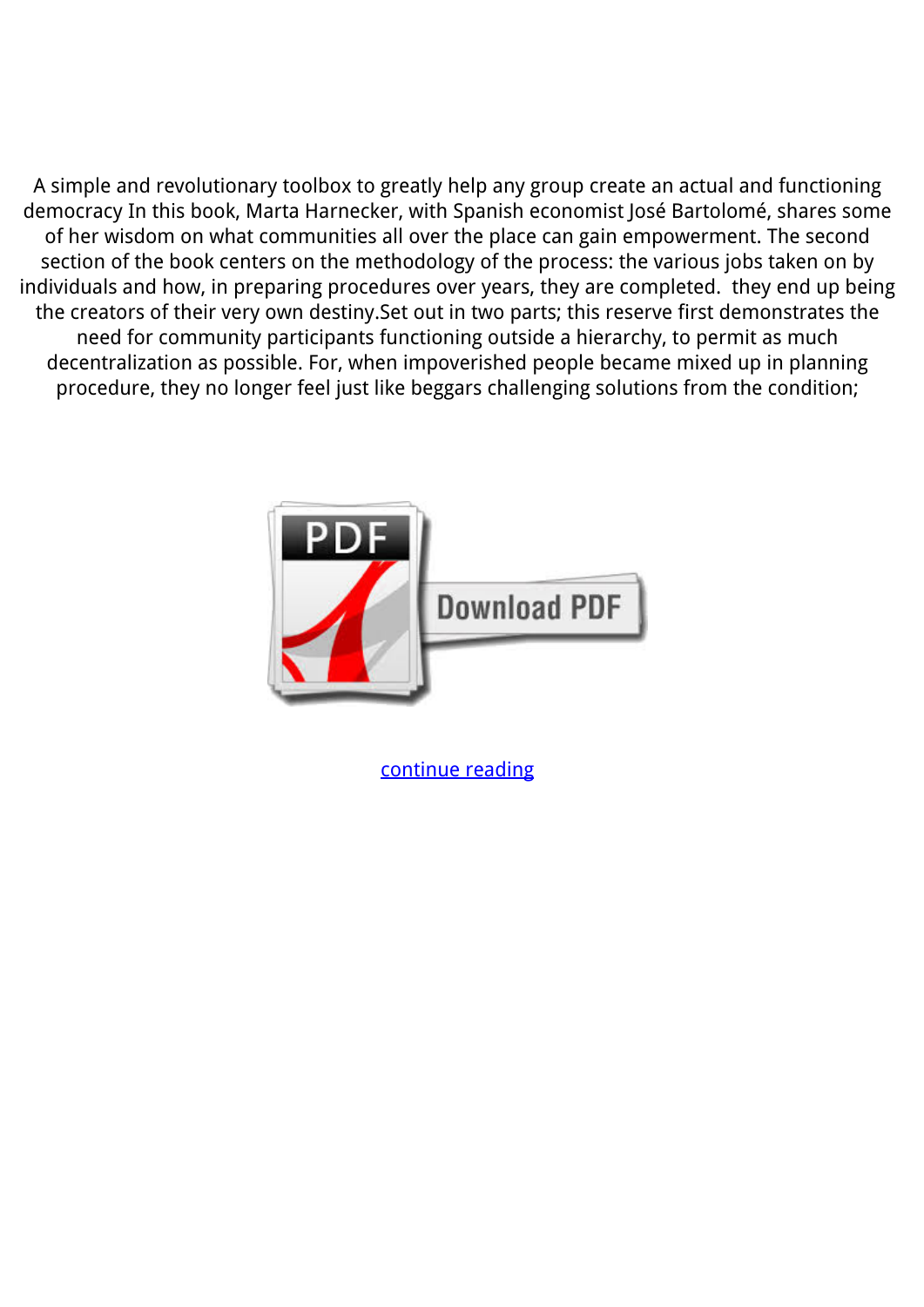A simple and revolutionary toolbox to greatly help any group create an actual and functioning democracy In this book, Marta Harnecker, with Spanish economist José Bartolomé, shares some of her wisdom on what communities all over the place can gain empowerment. The second section of the book centers on the methodology of the process: the various jobs taken on by individuals and how, in preparing procedures over years, they are completed.  they end up being the creators of their very own destiny.Set out in two parts; this reserve first demonstrates the need for community participants functioning outside a hierarchy, to permit as much decentralization as possible. For, when impoverished people became mixed up in planning procedure, they no longer feel just like beggars challenging solutions from the condition;

continue reading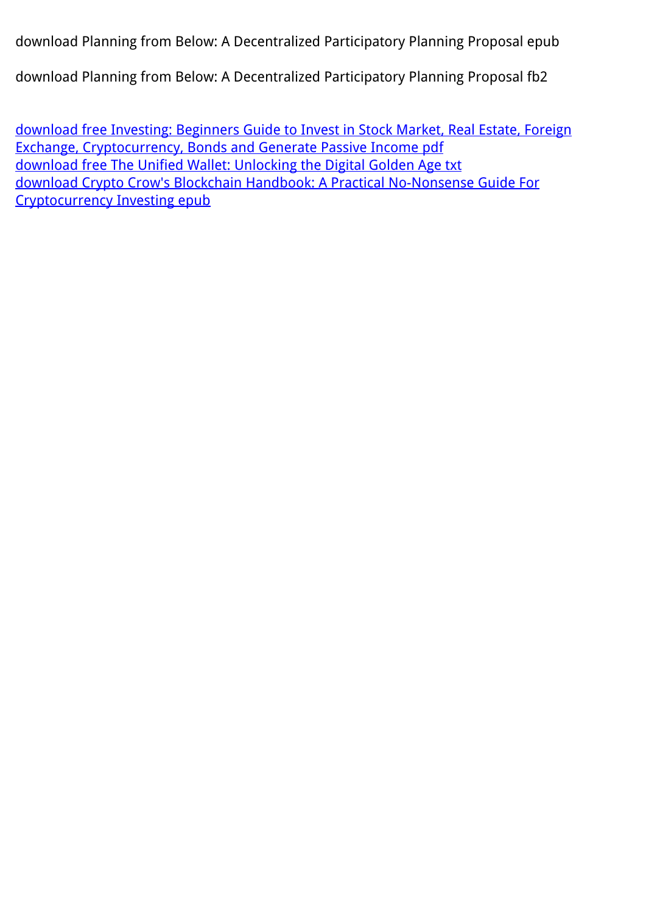download Planning from Below: A Decentralized Participatory Planning Proposal epub

download Planning from Below: A Decentralized Participatory Planning Proposal fb2

download free Investing: Beginners Guide to Invest in Stock Market, Real Estate, Foreign Exchange, Cryptocurrency, Bonds and Generate Passive Income pdf
download free The Unified Wallet: Unlocking the Digital Golden Age txt
download Crypto Crow's Blockchain Handbook: A Practical No-Nonsense Guide For Cryptocurrency Investing epub